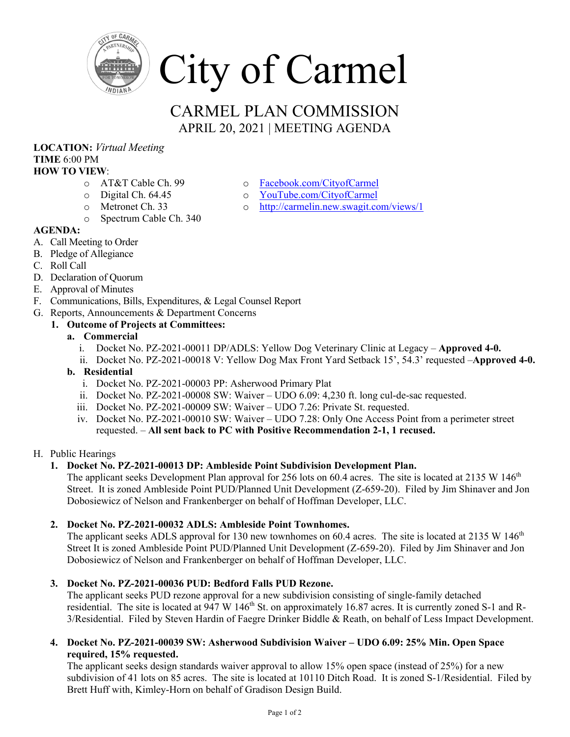# City of Carmel

## CARMEL PLAN COMMISSION

### APRIL 20, 2021 | MEETING AGENDA

**LOCATION:** *Virtual Meeting*
**TIME** 6:00 PM
**HOW TO VIEW**:

- AT&T Cable Ch. 99
- Digital Ch. 64.45
- Metronet Ch. 33
- Spectrum Cable Ch. 340
- Facebook.com/CityofCarmel
- YouTube.com/CityofCarmel
- http://carmelin.new.swagit.com/views/1

**AGENDA:**

A. Call Meeting to Order
B. Pledge of Allegiance
C. Roll Call
D. Declaration of Quorum
E. Approval of Minutes
F. Communications, Bills, Expenditures, & Legal Counsel Report
G. Reports, Announcements & Department Concerns

1. **Outcome of Projects at Committees:**
   a. **Commercial**
      i. Docket No. PZ-2021-00011 DP/ADLS: Yellow Dog Veterinary Clinic at Legacy – **Approved 4-0.**
      ii. Docket No. PZ-2021-00018 V: Yellow Dog Max Front Yard Setback 15', 54.3' requested –**Approved 4-0.**

   b. **Residential**
      i. Docket No. PZ-2021-00003 PP: Asherwood Primary Plat
      ii. Docket No. PZ-2021-00008 SW: Waiver – UDO 6.09: 4,230 ft. long cul-de-sac requested.
      iii. Docket No. PZ-2021-00009 SW: Waiver – UDO 7.26: Private St. requested.
      iv. Docket No. PZ-2021-00010 SW: Waiver – UDO 7.28: Only One Access Point from a perimeter street requested. – **All sent back to PC with Positive Recommendation 2-1, 1 recused.**

H. Public Hearings

1. **Docket No. PZ-2021-00013 DP: Ambleside Point Subdivision Development Plan.**
   The applicant seeks Development Plan approval for 256 lots on 60.4 acres. The site is located at 2135 W 146th Street. It is zoned Ambleside Point PUD/Planned Unit Development (Z-659-20). Filed by Jim Shinaver and Jon Dobosiewicz of Nelson and Frankenberger on behalf of Hoffman Developer, LLC.

2. **Docket No. PZ-2021-00032 ADLS: Ambleside Point Townhomes.**
   The applicant seeks ADLS approval for 130 new townhomes on 60.4 acres. The site is located at 2135 W 146th Street It is zoned Ambleside Point PUD/Planned Unit Development (Z-659-20). Filed by Jim Shinaver and Jon Dobosiewicz of Nelson and Frankenberger on behalf of Hoffman Developer, LLC.

3. **Docket No. PZ-2021-00036 PUD: Bedford Falls PUD Rezone.**
   The applicant seeks PUD rezone approval for a new subdivision consisting of single-family detached residential. The site is located at 947 W 146th St. on approximately 16.87 acres. It is currently zoned S-1 and R-3/Residential. Filed by Steven Hardin of Faegre Drinker Biddle & Reath, on behalf of Less Impact Development.

4. **Docket No. PZ-2021-00039 SW: Asherwood Subdivision Waiver – UDO 6.09: 25% Min. Open Space required, 15% requested.**
   The applicant seeks design standards waiver approval to allow 15% open space (instead of 25%) for a new subdivision of 41 lots on 85 acres. The site is located at 10110 Ditch Road. It is zoned S-1/Residential. Filed by Brett Huff with, Kimley-Horn on behalf of Gradison Design Build.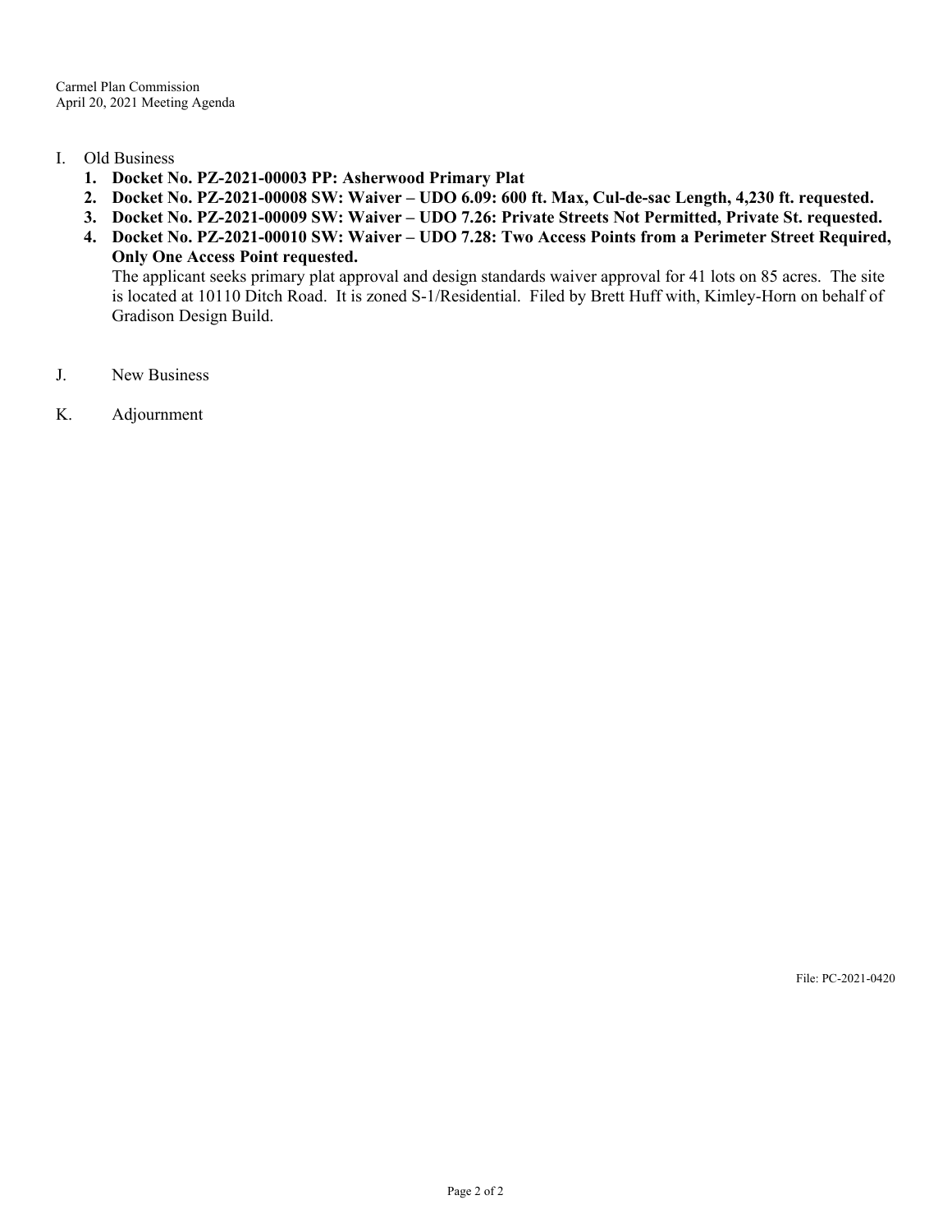I. Old Business

1. **Docket No. PZ-2021-00003 PP: Asherwood Primary Plat**
2. **Docket No. PZ-2021-00008 SW: Waiver – UDO 6.09: 600 ft. Max, Cul-de-sac Length, 4,230 ft. requested.**
3. **Docket No. PZ-2021-00009 SW: Waiver – UDO 7.26: Private Streets Not Permitted, Private St. requested.**
4. **Docket No. PZ-2021-00010 SW: Waiver – UDO 7.28: Two Access Points from a Perimeter Street Required, Only One Access Point requested.**

   The applicant seeks primary plat approval and design standards waiver approval for 41 lots on 85 acres. The site is located at 10110 Ditch Road. It is zoned S-1/Residential. Filed by Brett Huff with, Kimley-Horn on behalf of Gradison Design Build.

J. New Business

K. Adjournment

File: PC-2021-0420